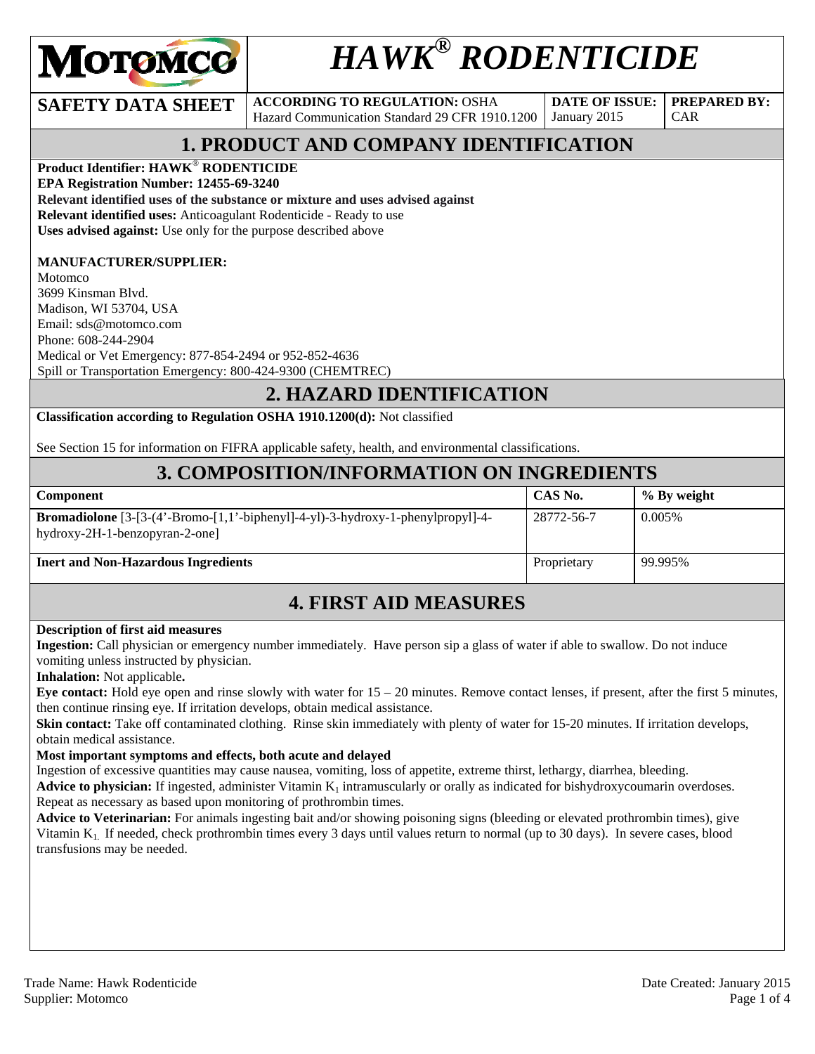# HAWK® RODENTICIDE

| SAFETY DATA SHEET | ACCORDING TO REGULATION: OSHA Hazard Communication Standard 29 CFR 1910.1200 | DATE OF ISSUE: January 2015 | PREPARED BY: CAR |
|---|---|---|---|

## 1. PRODUCT AND COMPANY IDENTIFICATION

**Product Identifier: HAWK® RODENTICIDE**
**EPA Registration Number: 12455-69-3240**
**Relevant identified uses of the substance or mixture and uses advised against**
**Relevant identified uses:** Anticoagulant Rodenticide - Ready to use
**Uses advised against:** Use only for the purpose described above

**MANUFACTURER/SUPPLIER:**
Motomco
3699 Kinsman Blvd.
Madison, WI 53704, USA
Email: sds@motomco.com
Phone: 608-244-2904
Medical or Vet Emergency: 877-854-2494 or 952-852-4636
Spill or Transportation Emergency: 800-424-9300 (CHEMTREC)

## 2. HAZARD IDENTIFICATION

**Classification according to Regulation OSHA 1910.1200(d):** Not classified

See Section 15 for information on FIFRA applicable safety, health, and environmental classifications.

## 3. COMPOSITION/INFORMATION ON INGREDIENTS

| Component | CAS No. | % By weight |
|---|---|---|
| **Bromadiolone** [3-[3-(4'-Bromo-[1,1'-biphenyl]-4-yl)-3-hydroxy-1-phenylpropyl]-4-hydroxy-2H-1-benzopyran-2-one] | 28772-56-7 | 0.005% |
| **Inert and Non-Hazardous Ingredients** | Proprietary | 99.995% |

## 4. FIRST AID MEASURES

**Description of first aid measures**
**Ingestion:** Call physician or emergency number immediately. Have person sip a glass of water if able to swallow. Do not induce vomiting unless instructed by physician.
**Inhalation:** Not applicable**.**
**Eye contact:** Hold eye open and rinse slowly with water for 15 – 20 minutes. Remove contact lenses, if present, after the first 5 minutes, then continue rinsing eye. If irritation develops, obtain medical assistance.
**Skin contact:** Take off contaminated clothing. Rinse skin immediately with plenty of water for 15-20 minutes. If irritation develops, obtain medical assistance.
**Most important symptoms and effects, both acute and delayed**
Ingestion of excessive quantities may cause nausea, vomiting, loss of appetite, extreme thirst, lethargy, diarrhea, bleeding.
**Advice to physician:** If ingested, administer Vitamin $K_1$ intramuscularly or orally as indicated for bishydroxycoumarin overdoses. Repeat as necessary as based upon monitoring of prothrombin times.
**Advice to Veterinarian:** For animals ingesting bait and/or showing poisoning signs (bleeding or elevated prothrombin times), give Vitamin $K_1$. If needed, check prothrombin times every 3 days until values return to normal (up to 30 days). In severe cases, blood transfusions may be needed.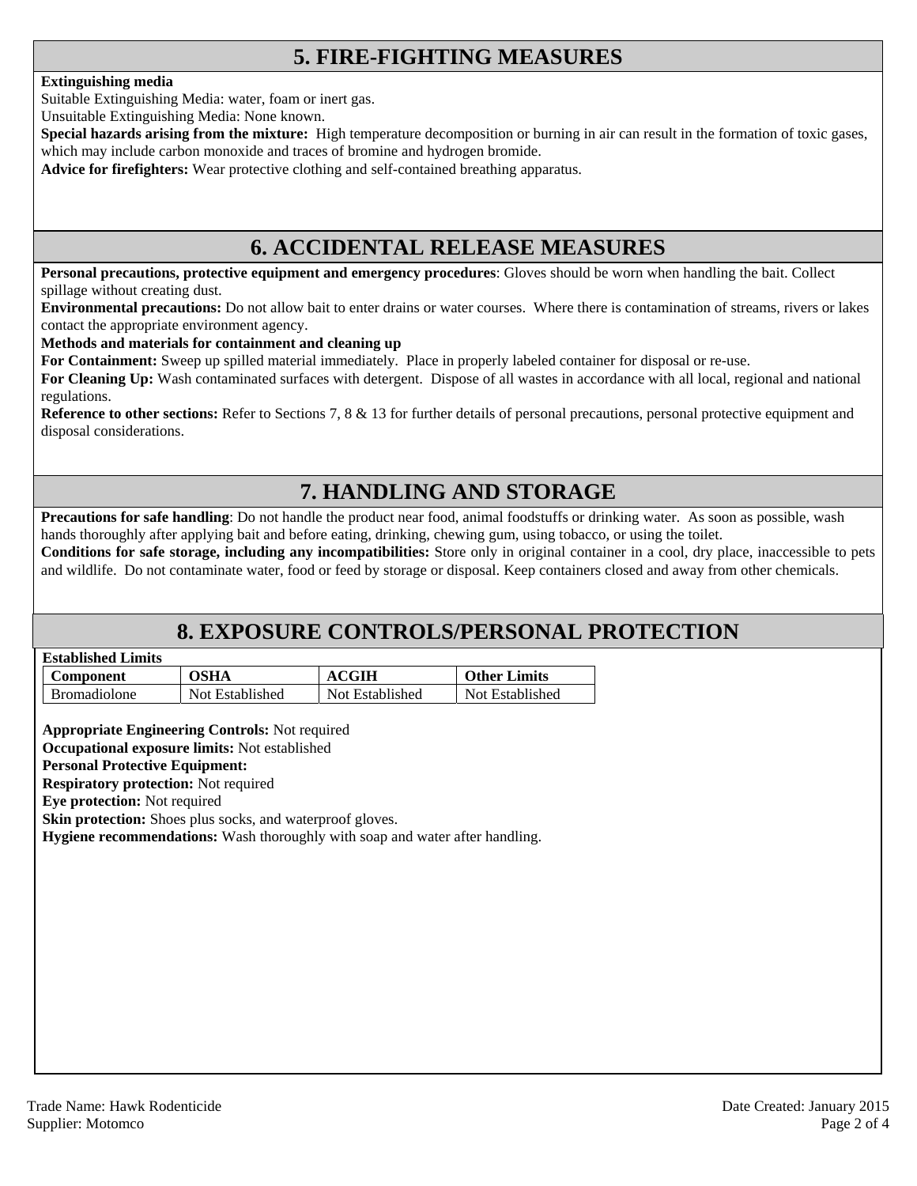## 5. FIRE-FIGHTING MEASURES

**Extinguishing media**

Suitable Extinguishing Media: water, foam or inert gas.

Unsuitable Extinguishing Media: None known.

**Special hazards arising from the mixture:** High temperature decomposition or burning in air can result in the formation of toxic gases, which may include carbon monoxide and traces of bromine and hydrogen bromide.

**Advice for firefighters:** Wear protective clothing and self-contained breathing apparatus.

## 6. ACCIDENTAL RELEASE MEASURES

**Personal precautions, protective equipment and emergency procedures**: Gloves should be worn when handling the bait. Collect spillage without creating dust.

**Environmental precautions:** Do not allow bait to enter drains or water courses. Where there is contamination of streams, rivers or lakes contact the appropriate environment agency.

**Methods and materials for containment and cleaning up**

**For Containment:** Sweep up spilled material immediately. Place in properly labeled container for disposal or re-use.

**For Cleaning Up:** Wash contaminated surfaces with detergent. Dispose of all wastes in accordance with all local, regional and national regulations.

**Reference to other sections:** Refer to Sections 7, 8 & 13 for further details of personal precautions, personal protective equipment and disposal considerations.

## 7. HANDLING AND STORAGE

**Precautions for safe handling**: Do not handle the product near food, animal foodstuffs or drinking water. As soon as possible, wash hands thoroughly after applying bait and before eating, drinking, chewing gum, using tobacco, or using the toilet.

**Conditions for safe storage, including any incompatibilities:** Store only in original container in a cool, dry place, inaccessible to pets and wildlife. Do not contaminate water, food or feed by storage or disposal. Keep containers closed and away from other chemicals.

## 8. EXPOSURE CONTROLS/PERSONAL PROTECTION

**Established Limits**

| Component | OSHA | ACGIH | Other Limits |
|---|---|---|---|
| Bromadiolone | Not Established | Not Established | Not Established |

**Appropriate Engineering Controls:** Not required

**Occupational exposure limits:** Not established

**Personal Protective Equipment:**

**Respiratory protection:** Not required

**Eye protection:** Not required

**Skin protection:** Shoes plus socks, and waterproof gloves.

**Hygiene recommendations:** Wash thoroughly with soap and water after handling.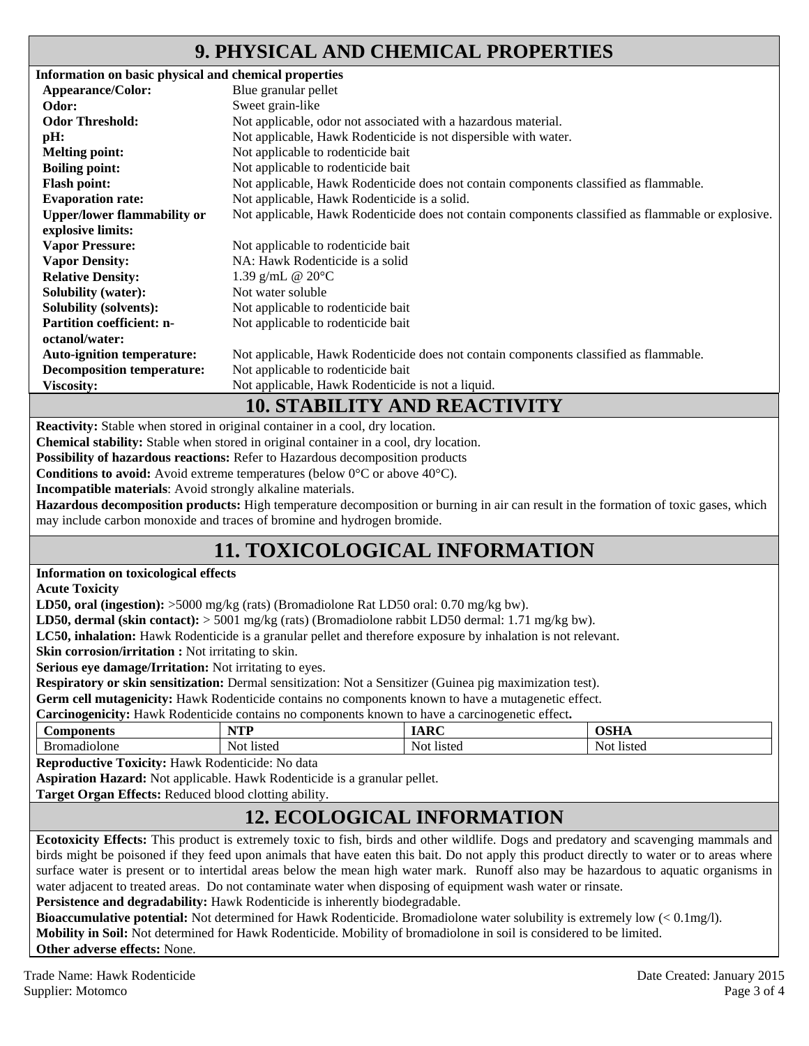## 9. PHYSICAL AND CHEMICAL PROPERTIES

**Information on basic physical and chemical properties**

| | |
|---|---|
| **Appearance/Color:** | Blue granular pellet |
| **Odor:** | Sweet grain-like |
| **Odor Threshold:** | Not applicable, odor not associated with a hazardous material. |
| **pH:** | Not applicable, Hawk Rodenticide is not dispersible with water. |
| **Melting point:** | Not applicable to rodenticide bait |
| **Boiling point:** | Not applicable to rodenticide bait |
| **Flash point:** | Not applicable, Hawk Rodenticide does not contain components classified as flammable. |
| **Evaporation rate:** | Not applicable, Hawk Rodenticide is a solid. |
| **Upper/lower flammability or explosive limits:** | Not applicable, Hawk Rodenticide does not contain components classified as flammable or explosive. |
| **Vapor Pressure:** | Not applicable to rodenticide bait |
| **Vapor Density:** | NA: Hawk Rodenticide is a solid |
| **Relative Density:** | 1.39 g/mL @ 20°C |
| **Solubility (water):** | Not water soluble |
| **Solubility (solvents):** | Not applicable to rodenticide bait |
| **Partition coefficient: n-octanol/water:** | Not applicable to rodenticide bait |
| **Auto-ignition temperature:** | Not applicable, Hawk Rodenticide does not contain components classified as flammable. |
| **Decomposition temperature:** | Not applicable to rodenticide bait |
| **Viscosity:** | Not applicable, Hawk Rodenticide is not a liquid. |

## 10. STABILITY AND REACTIVITY

**Reactivity:** Stable when stored in original container in a cool, dry location.

**Chemical stability:** Stable when stored in original container in a cool, dry location.

**Possibility of hazardous reactions:** Refer to Hazardous decomposition products

**Conditions to avoid:** Avoid extreme temperatures (below 0°C or above 40°C).

**Incompatible materials**: Avoid strongly alkaline materials.

**Hazardous decomposition products:** High temperature decomposition or burning in air can result in the formation of toxic gases, which may include carbon monoxide and traces of bromine and hydrogen bromide.

## 11. TOXICOLOGICAL INFORMATION

**Information on toxicological effects**

**Acute Toxicity**

**LD50, oral (ingestion):** >5000 mg/kg (rats) (Bromadiolone Rat LD50 oral: 0.70 mg/kg bw).

**LD50, dermal (skin contact):** > 5001 mg/kg (rats) (Bromadiolone rabbit LD50 dermal: 1.71 mg/kg bw).

**LC50, inhalation:** Hawk Rodenticide is a granular pellet and therefore exposure by inhalation is not relevant.

**Skin corrosion/irritation :** Not irritating to skin.

**Serious eye damage/Irritation:** Not irritating to eyes.

**Respiratory or skin sensitization:** Dermal sensitization: Not a Sensitizer (Guinea pig maximization test).

**Germ cell mutagenicity:** Hawk Rodenticide contains no components known to have a mutagenetic effect.

**Carcinogenicity:** Hawk Rodenticide contains no components known to have a carcinogenetic effect**.**

| Components | NTP | IARC | OSHA |
|---|---|---|---|
| Bromadiolone | Not listed | Not listed | Not listed |

**Reproductive Toxicity:** Hawk Rodenticide: No data

**Aspiration Hazard:** Not applicable. Hawk Rodenticide is a granular pellet.

**Target Organ Effects:** Reduced blood clotting ability.

## 12. ECOLOGICAL INFORMATION

**Ecotoxicity Effects:** This product is extremely toxic to fish, birds and other wildlife. Dogs and predatory and scavenging mammals and birds might be poisoned if they feed upon animals that have eaten this bait. Do not apply this product directly to water or to areas where surface water is present or to intertidal areas below the mean high water mark. Runoff also may be hazardous to aquatic organisms in water adjacent to treated areas. Do not contaminate water when disposing of equipment wash water or rinsate.

**Persistence and degradability:** Hawk Rodenticide is inherently biodegradable.

**Bioaccumulative potential:** Not determined for Hawk Rodenticide. Bromadiolone water solubility is extremely low (< 0.1mg/l).

**Mobility in Soil:** Not determined for Hawk Rodenticide. Mobility of bromadiolone in soil is considered to be limited.

**Other adverse effects:** None.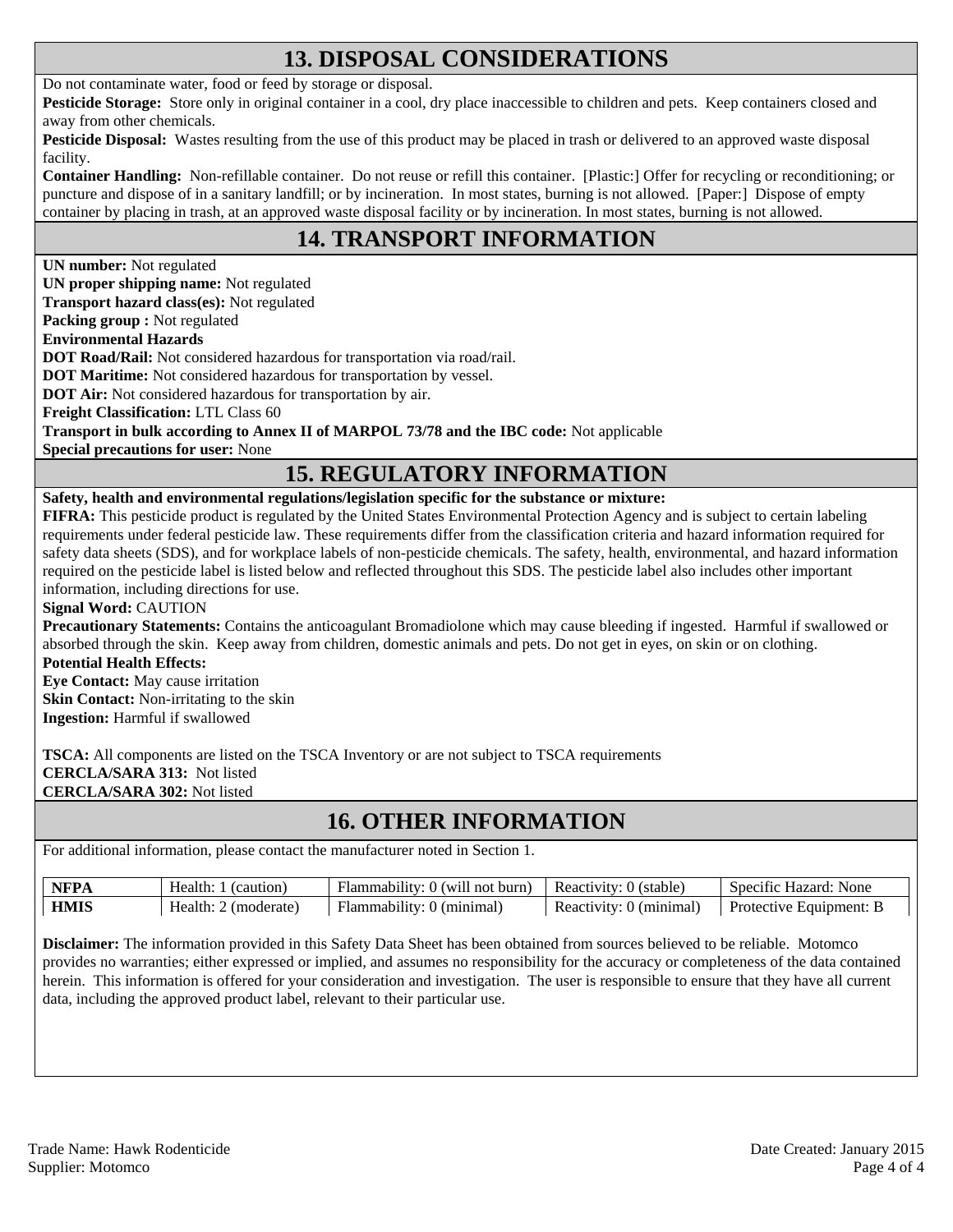## 13. DISPOSAL CONSIDERATIONS

Do not contaminate water, food or feed by storage or disposal.

**Pesticide Storage:** Store only in original container in a cool, dry place inaccessible to children and pets. Keep containers closed and away from other chemicals.

**Pesticide Disposal:** Wastes resulting from the use of this product may be placed in trash or delivered to an approved waste disposal facility.

**Container Handling:** Non-refillable container. Do not reuse or refill this container. [Plastic:] Offer for recycling or reconditioning; or puncture and dispose of in a sanitary landfill; or by incineration. In most states, burning is not allowed. [Paper:] Dispose of empty container by placing in trash, at an approved waste disposal facility or by incineration. In most states, burning is not allowed.

## 14. TRANSPORT INFORMATION

**UN number:** Not regulated
**UN proper shipping name:** Not regulated
**Transport hazard class(es):** Not regulated
**Packing group :** Not regulated
**Environmental Hazards**
**DOT Road/Rail:** Not considered hazardous for transportation via road/rail.
**DOT Maritime:** Not considered hazardous for transportation by vessel.
**DOT Air:** Not considered hazardous for transportation by air.
**Freight Classification:** LTL Class 60
**Transport in bulk according to Annex II of MARPOL 73/78 and the IBC code:** Not applicable
**Special precautions for user:** None

## 15. REGULATORY INFORMATION

**Safety, health and environmental regulations/legislation specific for the substance or mixture:**

**FIFRA:** This pesticide product is regulated by the United States Environmental Protection Agency and is subject to certain labeling requirements under federal pesticide law. These requirements differ from the classification criteria and hazard information required for safety data sheets (SDS), and for workplace labels of non-pesticide chemicals. The safety, health, environmental, and hazard information required on the pesticide label is listed below and reflected throughout this SDS. The pesticide label also includes other important information, including directions for use.

**Signal Word:** CAUTION

**Precautionary Statements:** Contains the anticoagulant Bromadiolone which may cause bleeding if ingested. Harmful if swallowed or absorbed through the skin. Keep away from children, domestic animals and pets. Do not get in eyes, on skin or on clothing.

**Potential Health Effects:**
**Eye Contact:** May cause irritation
**Skin Contact:** Non-irritating to the skin
**Ingestion:** Harmful if swallowed

**TSCA:** All components are listed on the TSCA Inventory or are not subject to TSCA requirements
**CERCLA/SARA 313:** Not listed
**CERCLA/SARA 302:** Not listed

## 16. OTHER INFORMATION

For additional information, please contact the manufacturer noted in Section 1.

| | | | | |
|---|---|---|---|---|
| **NFPA** | Health: 1 (caution) | Flammability: 0 (will not burn) | Reactivity: 0 (stable) | Specific Hazard: None |
| **HMIS** | Health: 2 (moderate) | Flammability: 0 (minimal) | Reactivity: 0 (minimal) | Protective Equipment: B |

**Disclaimer:** The information provided in this Safety Data Sheet has been obtained from sources believed to be reliable. Motomco provides no warranties; either expressed or implied, and assumes no responsibility for the accuracy or completeness of the data contained herein. This information is offered for your consideration and investigation. The user is responsible to ensure that they have all current data, including the approved product label, relevant to their particular use.